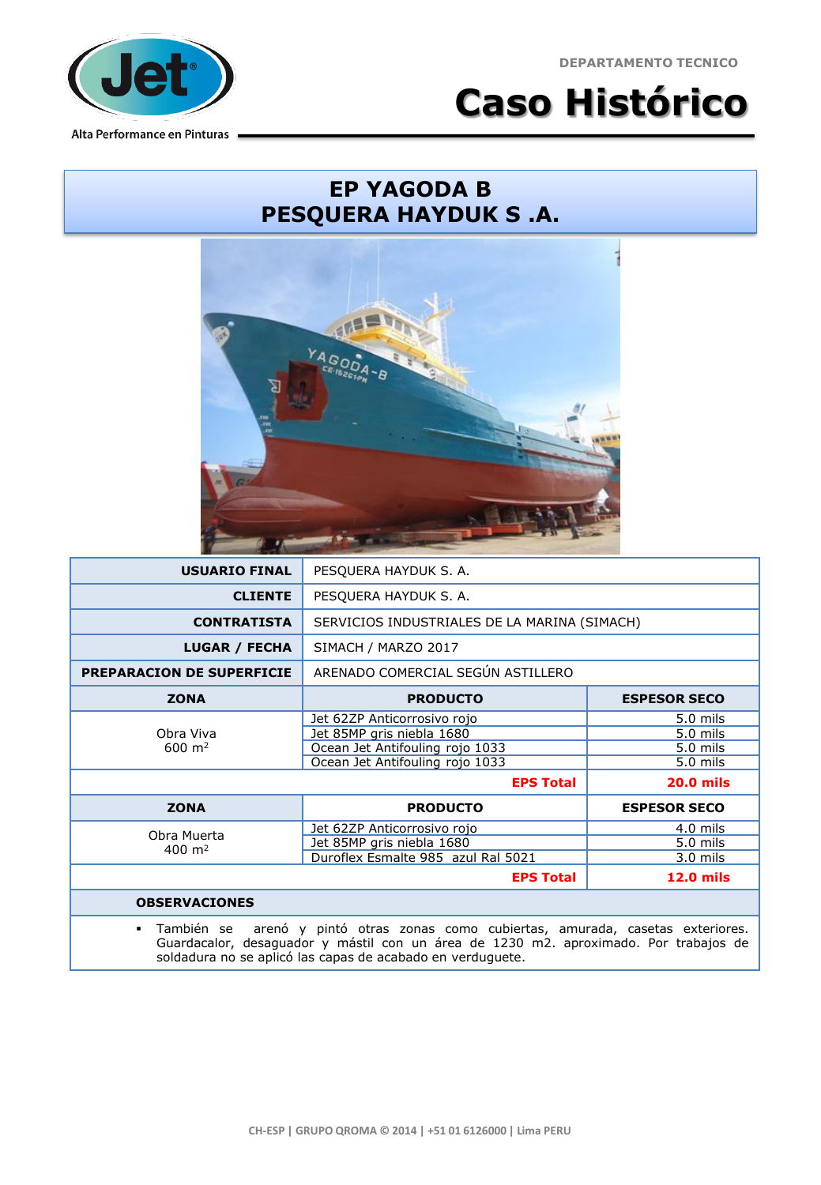DEPARTAMENTO TECNICO

# Caso Histórico

Alta Performance en Pinturas

## EP YAGODA B
## PESQUERA HAYDUK S .A.

| | | |
|---|---|---|
| **USUARIO FINAL** | PESQUERA HAYDUK S. A. | |
| **CLIENTE** | PESQUERA HAYDUK S. A. | |
| **CONTRATISTA** | SERVICIOS INDUSTRIALES DE LA MARINA (SIMACH) | |
| **LUGAR / FECHA** | SIMACH / MARZO 2017 | |
| **PREPARACION DE SUPERFICIE** | ARENADO COMERCIAL SEGÚN ASTILLERO | |
| **ZONA** | **PRODUCTO** | **ESPESOR SECO** |
| Obra Viva 600 m² | Jet 62ZP Anticorrosivo rojo | 5.0 mils |
| | Jet 85MP gris niebla 1680 | 5.0 mils |
| | Ocean Jet Antifouling rojo 1033 | 5.0 mils |
| | Ocean Jet Antifouling rojo 1033 | 5.0 mils |
| | **EPS Total** | **20.0 mils** |
| **ZONA** | **PRODUCTO** | **ESPESOR SECO** |
| Obra Muerta 400 m² | Jet 62ZP Anticorrosivo rojo | 4.0 mils |
| | Jet 85MP gris niebla 1680 | 5.0 mils |
| | Duroflex Esmalte 985 azul Ral 5021 | 3.0 mils |
| | **EPS Total** | **12.0 mils** |

**OBSERVACIONES**

- También se arenó y pintó otras zonas como cubiertas, amurada, casetas exteriores. Guardacalor, desaguador y mástil con un área de 1230 m2. aproximado. Por trabajos de soldadura no se aplicó las capas de acabado en verduguete.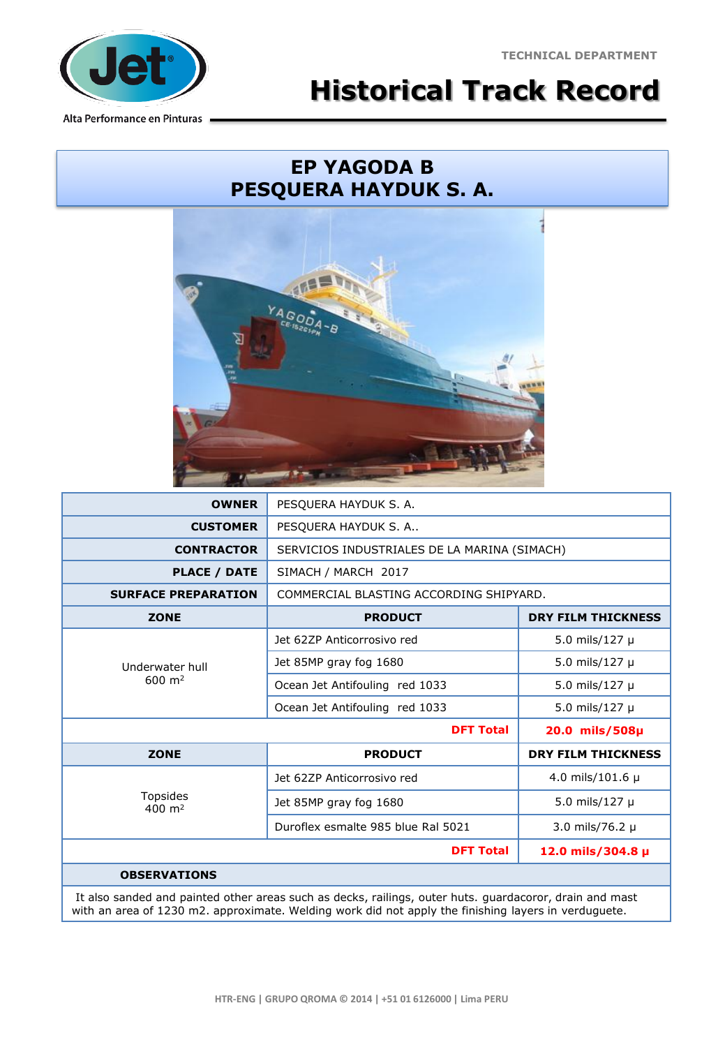TECHNICAL DEPARTMENT

# Historical Track Record

Alta Performance en Pinturas

## EP YAGODA B
## PESQUERA HAYDUK S. A.

| | | |
|---|---|---|
| **OWNER** | PESQUERA HAYDUK S. A. | |
| **CUSTOMER** | PESQUERA HAYDUK S. A.. | |
| **CONTRACTOR** | SERVICIOS INDUSTRIALES DE LA MARINA (SIMACH) | |
| **PLACE / DATE** | SIMACH / MARCH 2017 | |
| **SURFACE PREPARATION** | COMMERCIAL BLASTING ACCORDING SHIPYARD. | |
| **ZONE** | **PRODUCT** | **DRY FILM THICKNESS** |
| Underwater hull 600 m$^2$ | Jet 62ZP Anticorrosivo red | 5.0 mils/127 µ |
| | Jet 85MP gray fog 1680 | 5.0 mils/127 µ |
| | Ocean Jet Antifouling red 1033 | 5.0 mils/127 µ |
| | Ocean Jet Antifouling red 1033 | 5.0 mils/127 µ |
| | **DFT Total** | **20.0 mils/508µ** |
| **ZONE** | **PRODUCT** | **DRY FILM THICKNESS** |
| Topsides 400 m$^2$ | Jet 62ZP Anticorrosivo red | 4.0 mils/101.6 µ |
| | Jet 85MP gray fog 1680 | 5.0 mils/127 µ |
| | Duroflex esmalte 985 blue Ral 5021 | 3.0 mils/76.2 µ |
| | **DFT Total** | **12.0 mils/304.8 µ** |

**OBSERVATIONS**

It also sanded and painted other areas such as decks, railings, outer huts. guardacoror, drain and mast with an area of 1230 m2. approximate. Welding work did not apply the finishing layers in verduguete.